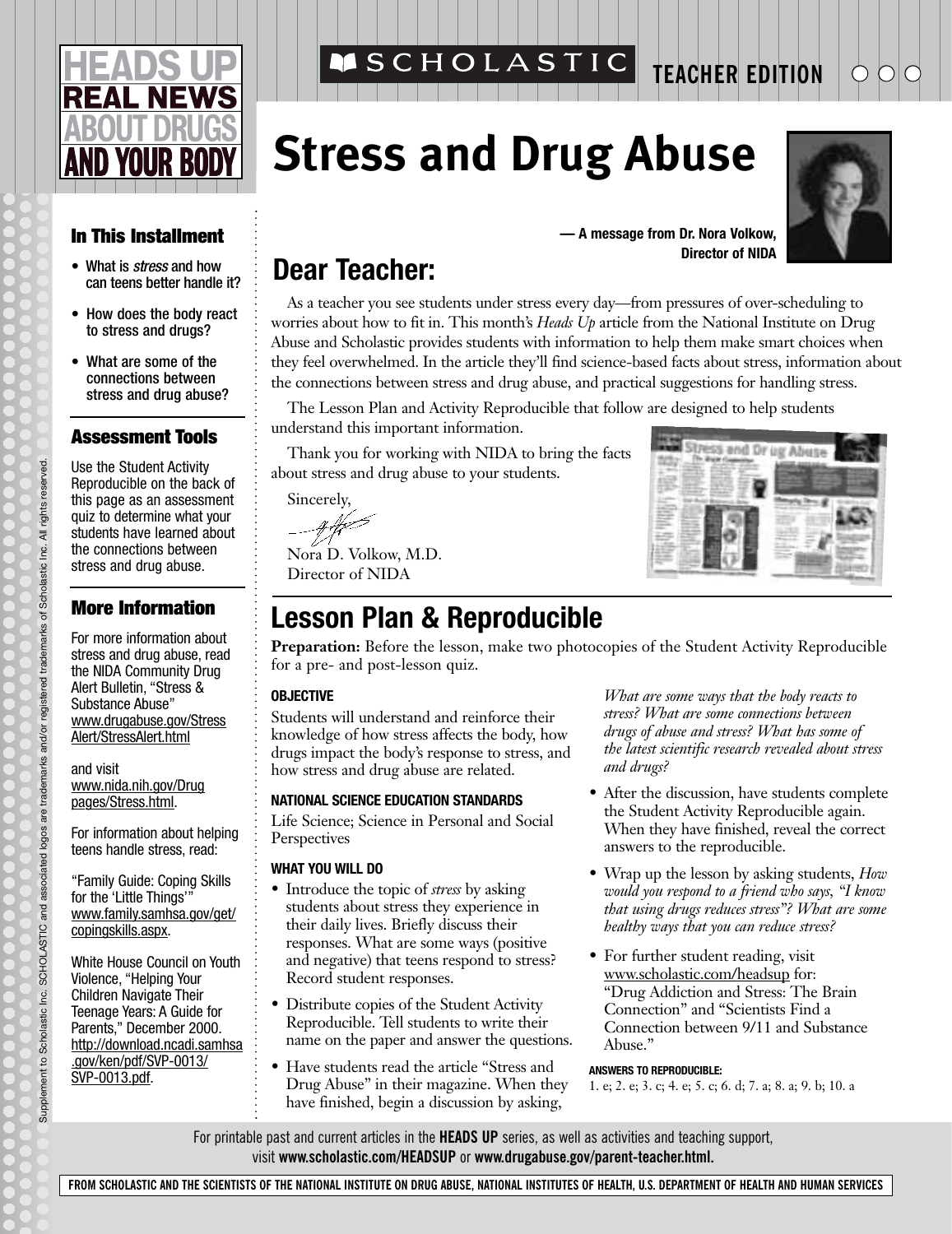HEADS UP REAL NEWS ABOUT DRUGS AND YOUR BODY

SCHOLASTIC TEACHER EDITION

# Stress and Drug Abuse

— A message from Dr. Nora Volkow, Director of NIDA

## Dear Teacher:

As a teacher you see students under stress every day—from pressures of over-scheduling to worries about how to fit in. This month's *Heads Up* article from the National Institute on Drug Abuse and Scholastic provides students with information to help them make smart choices when they feel overwhelmed. In the article they'll find science-based facts about stress, information about the connections between stress and drug abuse, and practical suggestions for handling stress.

The Lesson Plan and Activity Reproducible that follow are designed to help students understand this important information.

Thank you for working with NIDA to bring the facts about stress and drug abuse to your students.

Sincerely,

Nora D. Volkow, M.D.
Director of NIDA

### In This Installment

- What is *stress* and how can teens better handle it?
- How does the body react to stress and drugs?
- What are some of the connections between stress and drug abuse?

### Assessment Tools

Use the Student Activity Reproducible on the back of this page as an assessment quiz to determine what your students have learned about the connections between stress and drug abuse.

### More Information

For more information about stress and drug abuse, read the NIDA Community Drug Alert Bulletin, "Stress & Substance Abuse" www.drugabuse.gov/StressAlert/StressAlert.html

and visit www.nida.nih.gov/Drugpages/Stress.html.

For information about helping teens handle stress, read:

"Family Guide: Coping Skills for the 'Little Things'" www.family.samhsa.gov/get/copingskills.aspx.

White House Council on Youth Violence, "Helping Your Children Navigate Their Teenage Years: A Guide for Parents," December 2000. http://download.ncadi.samhsa.gov/ken/pdf/SVP-0013/SVP-0013.pdf.

## Lesson Plan & Reproducible

**Preparation:** Before the lesson, make two photocopies of the Student Activity Reproducible for a pre- and post-lesson quiz.

#### OBJECTIVE

Students will understand and reinforce their knowledge of how stress affects the body, how drugs impact the body's response to stress, and how stress and drug abuse are related.

#### NATIONAL SCIENCE EDUCATION STANDARDS

Life Science; Science in Personal and Social Perspectives

#### WHAT YOU WILL DO

- Introduce the topic of *stress* by asking students about stress they experience in their daily lives. Briefly discuss their responses. What are some ways (positive and negative) that teens respond to stress? Record student responses.
- Distribute copies of the Student Activity Reproducible. Tell students to write their name on the paper and answer the questions.
- Have students read the article "Stress and Drug Abuse" in their magazine. When they have finished, begin a discussion by asking, *What are some ways that the body reacts to stress? What are some connections between drugs of abuse and stress? What has some of the latest scientific research revealed about stress and drugs?*
- After the discussion, have students complete the Student Activity Reproducible again. When they have finished, reveal the correct answers to the reproducible.
- Wrap up the lesson by asking students, *How would you respond to a friend who says, "I know that using drugs reduces stress"? What are some healthy ways that you can reduce stress?*
- For further student reading, visit www.scholastic.com/headsup for: "Drug Addiction and Stress: The Brain Connection" and "Scientists Find a Connection between 9/11 and Substance Abuse."

**ANSWERS TO REPRODUCIBLE:**
1. e; 2. e; 3. c; 4. e; 5. c; 6. d; 7. a; 8. a; 9. b; 10. a

For printable past and current articles in the **HEADS UP** series, as well as activities and teaching support, visit **www.scholastic.com/HEADSUP** or **www.drugabuse.gov/parent-teacher.html.**

FROM SCHOLASTIC AND THE SCIENTISTS OF THE NATIONAL INSTITUTE ON DRUG ABUSE, NATIONAL INSTITUTES OF HEALTH, U.S. DEPARTMENT OF HEALTH AND HUMAN SERVICES

Supplement to Scholastic Inc. SCHOLASTIC and associated logos are trademarks and/or registered trademarks of Scholastic Inc. All rights reserved.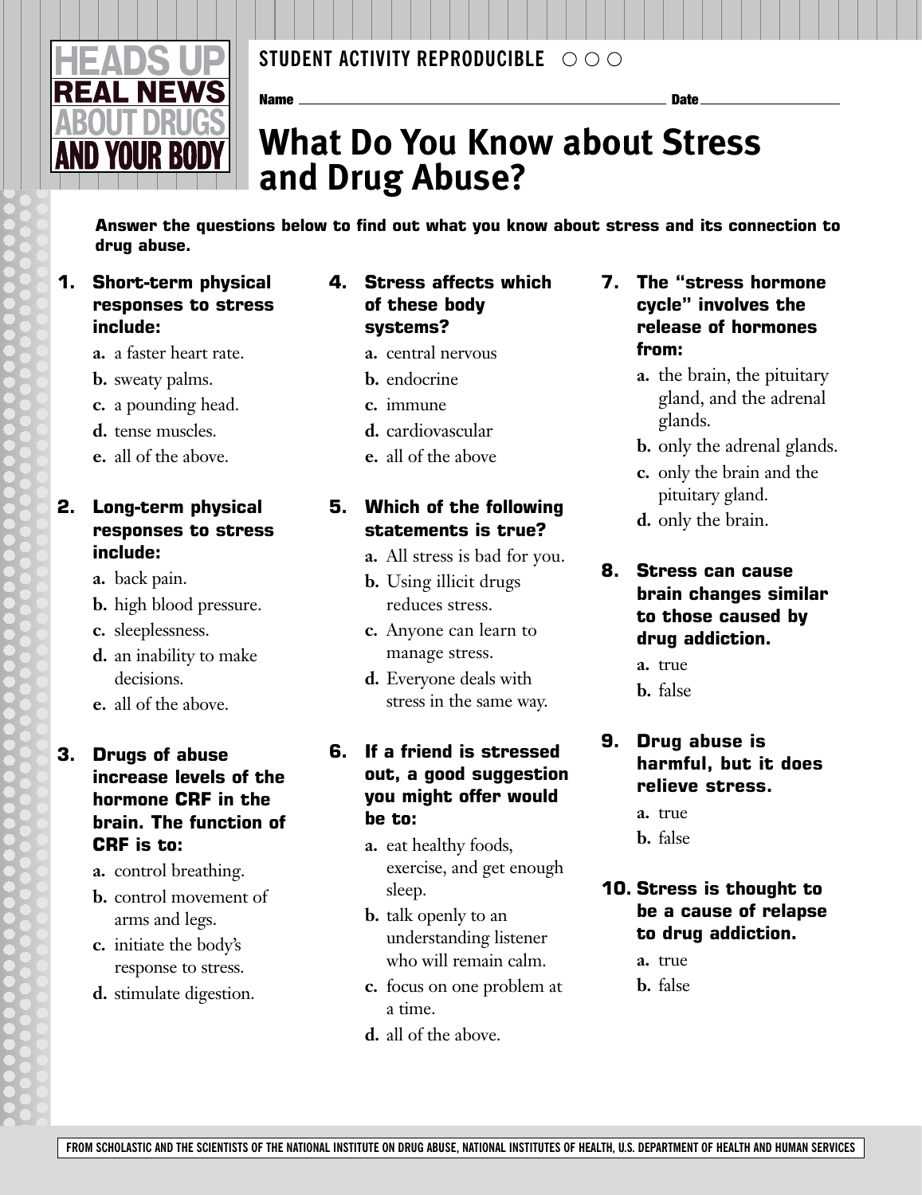HEADS UP
REAL NEWS
ABOUT DRUGS
AND YOUR BODY

STUDENT ACTIVITY REPRODUCIBLE ○○○

Name ______________________________ Date ______________

# What Do You Know about Stress and Drug Abuse?

**Answer the questions below to find out what you know about stress and its connection to drug abuse.**

**1. Short-term physical responses to stress include:**

- **a.** a faster heart rate.
- **b.** sweaty palms.
- **c.** a pounding head.
- **d.** tense muscles.
- **e.** all of the above.

**2. Long-term physical responses to stress include:**

- **a.** back pain.
- **b.** high blood pressure.
- **c.** sleeplessness.
- **d.** an inability to make decisions.
- **e.** all of the above.

**3. Drugs of abuse increase levels of the hormone CRF in the brain. The function of CRF is to:**

- **a.** control breathing.
- **b.** control movement of arms and legs.
- **c.** initiate the body's response to stress.
- **d.** stimulate digestion.

**4. Stress affects which of these body systems?**

- **a.** central nervous
- **b.** endocrine
- **c.** immune
- **d.** cardiovascular
- **e.** all of the above

**5. Which of the following statements is true?**

- **a.** All stress is bad for you.
- **b.** Using illicit drugs reduces stress.
- **c.** Anyone can learn to manage stress.
- **d.** Everyone deals with stress in the same way.

**6. If a friend is stressed out, a good suggestion you might offer would be to:**

- **a.** eat healthy foods, exercise, and get enough sleep.
- **b.** talk openly to an understanding listener who will remain calm.
- **c.** focus on one problem at a time.
- **d.** all of the above.

**7. The "stress hormone cycle" involves the release of hormones from:**

- **a.** the brain, the pituitary gland, and the adrenal glands.
- **b.** only the adrenal glands.
- **c.** only the brain and the pituitary gland.
- **d.** only the brain.

**8. Stress can cause brain changes similar to those caused by drug addiction.**

- **a.** true
- **b.** false

**9. Drug abuse is harmful, but it does relieve stress.**

- **a.** true
- **b.** false

**10. Stress is thought to be a cause of relapse to drug addiction.**

- **a.** true
- **b.** false

FROM SCHOLASTIC AND THE SCIENTISTS OF THE NATIONAL INSTITUTE ON DRUG ABUSE, NATIONAL INSTITUTES OF HEALTH, U.S. DEPARTMENT OF HEALTH AND HUMAN SERVICES